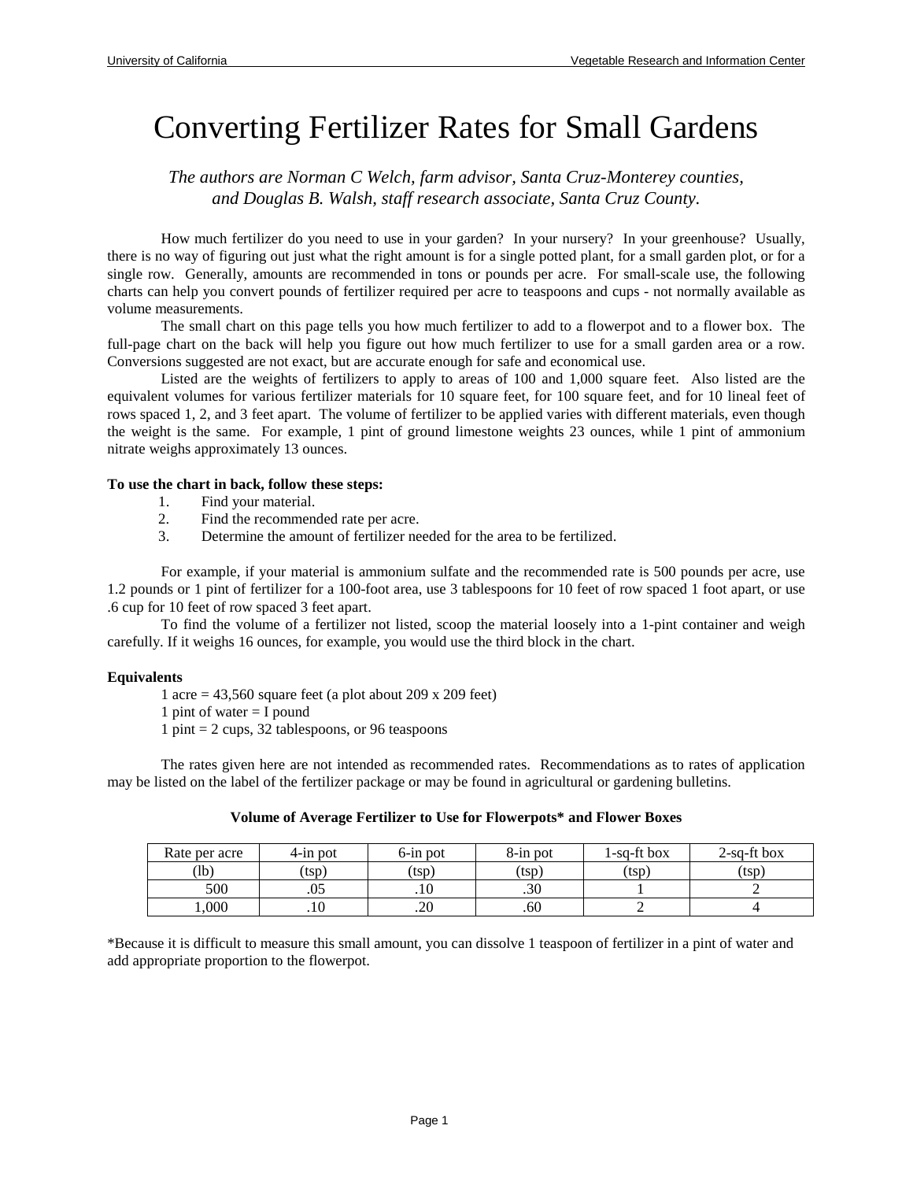# Converting Fertilizer Rates for Small Gardens

*The authors are Norman C Welch, farm advisor, Santa Cruz-Monterey counties, and Douglas B. Walsh, staff research associate, Santa Cruz County.*

How much fertilizer do you need to use in your garden? In your nursery? In your greenhouse? Usually, there is no way of figuring out just what the right amount is for a single potted plant, for a small garden plot, or for a single row. Generally, amounts are recommended in tons or pounds per acre. For small-scale use, the following charts can help you convert pounds of fertilizer required per acre to teaspoons and cups - not normally available as volume measurements.

The small chart on this page tells you how much fertilizer to add to a flowerpot and to a flower box. The full-page chart on the back will help you figure out how much fertilizer to use for a small garden area or a row. Conversions suggested are not exact, but are accurate enough for safe and economical use.

Listed are the weights of fertilizers to apply to areas of 100 and 1,000 square feet. Also listed are the equivalent volumes for various fertilizer materials for 10 square feet, for 100 square feet, and for 10 lineal feet of rows spaced 1, 2, and 3 feet apart. The volume of fertilizer to be applied varies with different materials, even though the weight is the same. For example, 1 pint of ground limestone weights 23 ounces, while 1 pint of ammonium nitrate weighs approximately 13 ounces.

**To use the chart in back, follow these steps:**

1. Find your material.
2. Find the recommended rate per acre.
3. Determine the amount of fertilizer needed for the area to be fertilized.

For example, if your material is ammonium sulfate and the recommended rate is 500 pounds per acre, use 1.2 pounds or 1 pint of fertilizer for a 100-foot area, use 3 tablespoons for 10 feet of row spaced 1 foot apart, or use .6 cup for 10 feet of row spaced 3 feet apart.

To find the volume of a fertilizer not listed, scoop the material loosely into a 1-pint container and weigh carefully. If it weighs 16 ounces, for example, you would use the third block in the chart.

**Equivalents**

1 acre = 43,560 square feet (a plot about 209 x 209 feet)
1 pint of water = I pound
1 pint = 2 cups, 32 tablespoons, or 96 teaspoons

The rates given here are not intended as recommended rates. Recommendations as to rates of application may be listed on the label of the fertilizer package or may be found in agricultural or gardening bulletins.

**Volume of Average Fertilizer to Use for Flowerpots* and Flower Boxes**

| Rate per acre (lb) | 4-in pot (tsp) | 6-in pot (tsp) | 8-in pot (tsp) | 1-sq-ft box (tsp) | 2-sq-ft box (tsp) |
|---|---|---|---|---|---|
| 500 | .05 | .10 | .30 | 1 | 2 |
| 1,000 | .10 | .20 | .60 | 2 | 4 |

*Because it is difficult to measure this small amount, you can dissolve 1 teaspoon of fertilizer in a pint of water and add appropriate proportion to the flowerpot.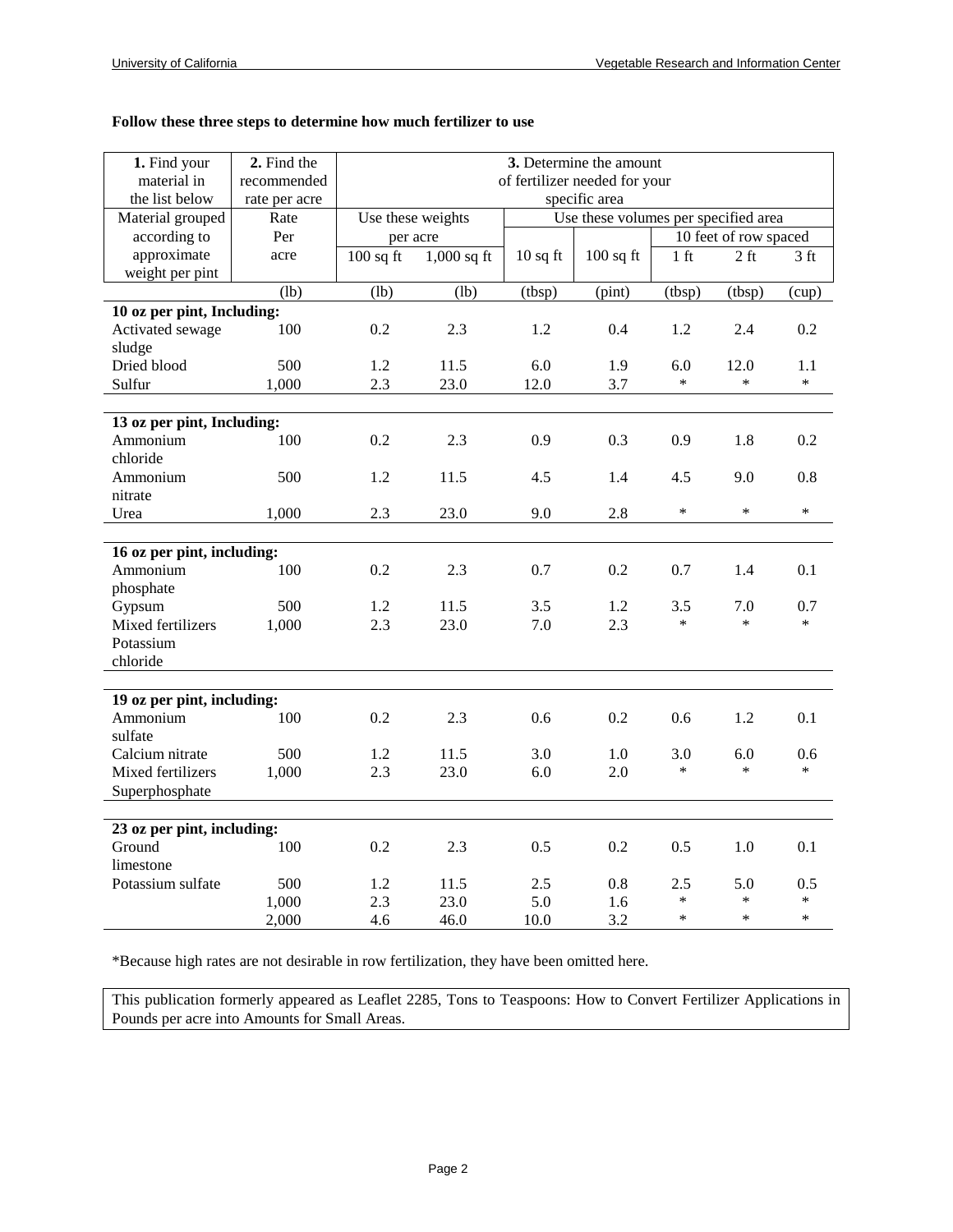**Follow these three steps to determine how much fertilizer to use**

| **1.** Find your material in the list below | **2.** Find the recommended rate per acre | **3.** Determine the amount of fertilizer needed for your specific area | | | | | | |
|---|---|---|---|---|---|---|---|---|
| Material grouped according to approximate weight per pint | Rate Per acre | Use these weights per acre | | Use these volumes per specified area | | | | |
| | | | | | | 10 feet of row spaced | | |
| | | 100 sq ft | 1,000 sq ft | 10 sq ft | 100 sq ft | 1 ft | 2 ft | 3 ft |
| | (lb) | (lb) | (lb) | (tbsp) | (pint) | (tbsp) | (tbsp) | (cup) |
| **10 oz per pint, Including:** | | | | | | | | |
| Activated sewage sludge | 100 | 0.2 | 2.3 | 1.2 | 0.4 | 1.2 | 2.4 | 0.2 |
| Dried blood | 500 | 1.2 | 11.5 | 6.0 | 1.9 | 6.0 | 12.0 | 1.1 |
| Sulfur | 1,000 | 2.3 | 23.0 | 12.0 | 3.7 | * | * | * |
| **13 oz per pint, Including:** | | | | | | | | |
| Ammonium chloride | 100 | 0.2 | 2.3 | 0.9 | 0.3 | 0.9 | 1.8 | 0.2 |
| Ammonium nitrate | 500 | 1.2 | 11.5 | 4.5 | 1.4 | 4.5 | 9.0 | 0.8 |
| Urea | 1,000 | 2.3 | 23.0 | 9.0 | 2.8 | * | * | * |
| **16 oz per pint, including:** | | | | | | | | |
| Ammonium phosphate | 100 | 0.2 | 2.3 | 0.7 | 0.2 | 0.7 | 1.4 | 0.1 |
| Gypsum | 500 | 1.2 | 11.5 | 3.5 | 1.2 | 3.5 | 7.0 | 0.7 |
| Mixed fertilizers | 1,000 | 2.3 | 23.0 | 7.0 | 2.3 | * | * | * |
| Potassium chloride | | | | | | | | |
| **19 oz per pint, including:** | | | | | | | | |
| Ammonium sulfate | 100 | 0.2 | 2.3 | 0.6 | 0.2 | 0.6 | 1.2 | 0.1 |
| Calcium nitrate | 500 | 1.2 | 11.5 | 3.0 | 1.0 | 3.0 | 6.0 | 0.6 |
| Mixed fertilizers | 1,000 | 2.3 | 23.0 | 6.0 | 2.0 | * | * | * |
| Superphosphate | | | | | | | | |
| **23 oz per pint, including:** | | | | | | | | |
| Ground limestone | 100 | 0.2 | 2.3 | 0.5 | 0.2 | 0.5 | 1.0 | 0.1 |
| Potassium sulfate | 500 | 1.2 | 11.5 | 2.5 | 0.8 | 2.5 | 5.0 | 0.5 |
| | 1,000 | 2.3 | 23.0 | 5.0 | 1.6 | * | * | * |
| | 2,000 | 4.6 | 46.0 | 10.0 | 3.2 | * | * | * |

*Because high rates are not desirable in row fertilization, they have been omitted here.

This publication formerly appeared as Leaflet 2285, Tons to Teaspoons: How to Convert Fertilizer Applications in Pounds per acre into Amounts for Small Areas.